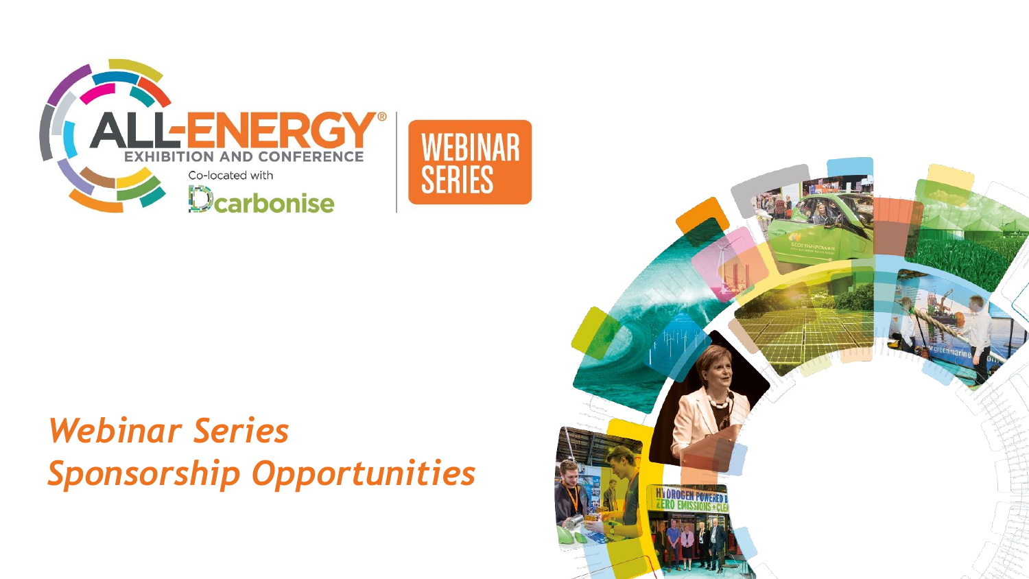ALL-ENERGY®

EXHIBITION AND CONFERENCE

Co-located with

Dcarbonise

WEBINAR SERIES

# *Webinar Series Sponsorship Opportunities*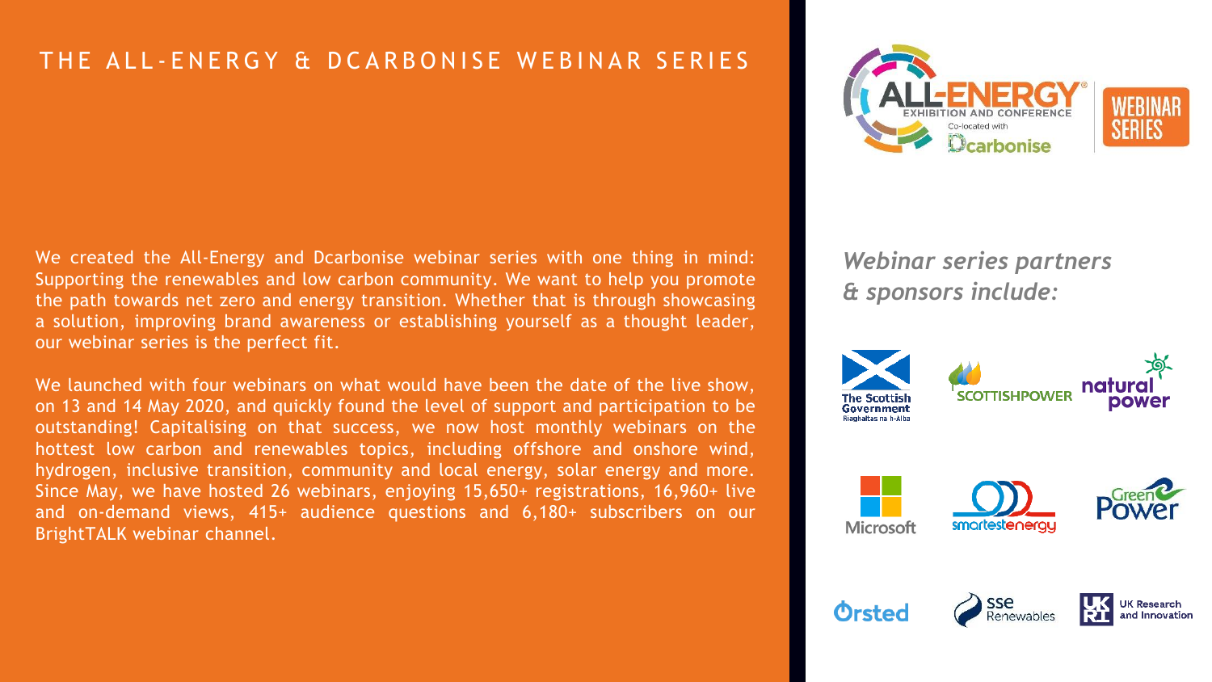# THE ALL-ENERGY & DCARBONISE WEBINAR SERIES

We created the All-Energy and Dcarbonise webinar series with one thing in mind: Supporting the renewables and low carbon community. We want to help you promote the path towards net zero and energy transition. Whether that is through showcasing a solution, improving brand awareness or establishing yourself as a thought leader, our webinar series is the perfect fit.

We launched with four webinars on what would have been the date of the live show, on 13 and 14 May 2020, and quickly found the level of support and participation to be outstanding! Capitalising on that success, we now host monthly webinars on the hottest low carbon and renewables topics, including offshore and onshore wind, hydrogen, inclusive transition, community and local energy, solar energy and more. Since May, we have hosted 26 webinars, enjoying 15,650+ registrations, 16,960+ live and on-demand views, 415+ audience questions and 6,180+ subscribers on our BrightTALK webinar channel.

ALL-ENERGY EXHIBITION AND CONFERENCE

Co-located with Dcarbonise

WEBINAR SERIES

*Webinar series partners & sponsors include:*

The Scottish Government
Riaghaltas na h-Alba

SCOTTISHPOWER

natural power

Microsoft

smartestenergy

Green Power

Ørsted

sse Renewables

UK Research and Innovation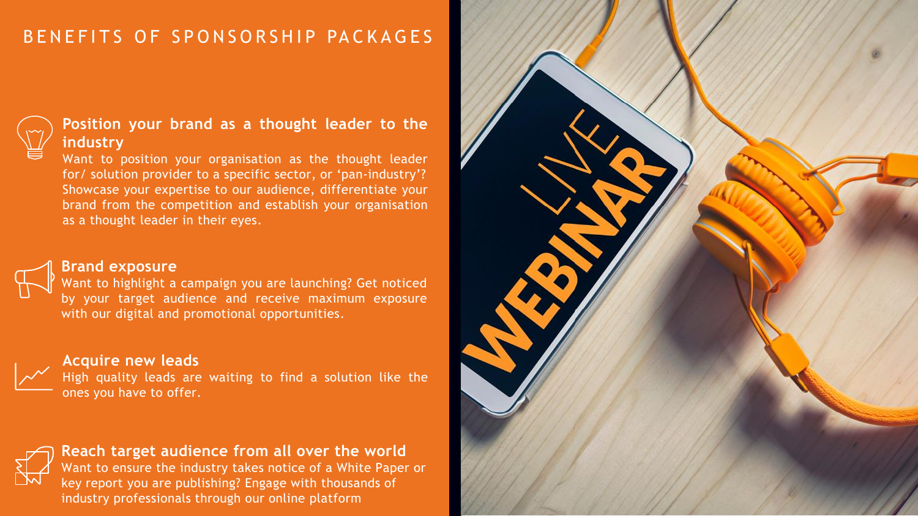# BENEFITS OF SPONSORSHIP PACKAGES

**Position your brand as a thought leader to the industry**

Want to position your organisation as the thought leader for/ solution provider to a specific sector, or 'pan-industry'? Showcase your expertise to our audience, differentiate your brand from the competition and establish your organisation as a thought leader in their eyes.

**Brand exposure**

Want to highlight a campaign you are launching? Get noticed by your target audience and receive maximum exposure with our digital and promotional opportunities.

**Acquire new leads**

High quality leads are waiting to find a solution like the ones you have to offer.

**Reach target audience from all over the world**

Want to ensure the industry takes notice of a White Paper or key report you are publishing? Engage with thousands of industry professionals through our online platform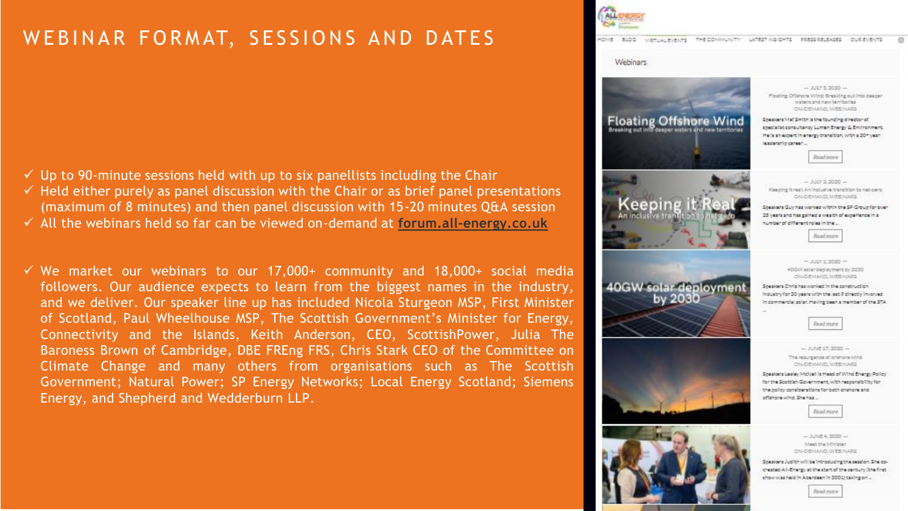# WEBINAR FORMAT, SESSIONS AND DATES

- ✓ Up to 90-minute sessions held with up to six panellists including the Chair
- ✓ Held either purely as panel discussion with the Chair or as brief panel presentations (maximum of 8 minutes) and then panel discussion with 15-20 minutes Q&A session
- ✓ All the webinars held so far can be viewed on-demand at **forum.all-energy.co.uk**

- ✓ We market our webinars to our 17,000+ community and 18,000+ social media followers. Our audience expects to learn from the biggest names in the industry, and we deliver. Our speaker line up has included Nicola Sturgeon MSP, First Minister of Scotland, Paul Wheelhouse MSP, The Scottish Government's Minister for Energy, Connectivity and the Islands, Keith Anderson, CEO, ScottishPower, Julia The Baroness Brown of Cambridge, DBE FREng FRS, Chris Stark CEO of the Committee on Climate Change and many others from organisations such as The Scottish Government; Natural Power; SP Energy Networks; Local Energy Scotland; Siemens Energy, and Shepherd and Wedderburn LLP.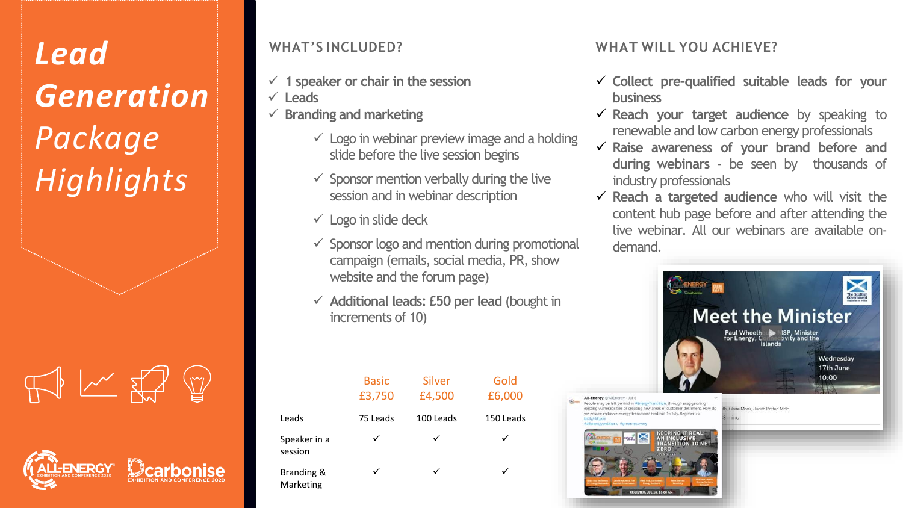# Lead Generation Package Highlights

## WHAT'S INCLUDED?

- ✓ 1 speaker or chair in the session
- ✓ Leads
- ✓ Branding and marketing
  - ✓ Logo in webinar preview image and a holding slide before the live session begins
  - ✓ Sponsor mention verbally during the live session and in webinar description
  - ✓ Logo in slide deck
  - ✓ Sponsor logo and mention during promotional campaign (emails, social media, PR, show website and the forum page)
  - ✓ **Additional leads: £50 per lead** (bought in increments of 10)

|  | Basic £3,750 | Silver £4,500 | Gold £6,000 |
|---|---|---|---|
| Leads | 75 Leads | 100 Leads | 150 Leads |
| Speaker in a session | ✓ | ✓ | ✓ |
| Branding & Marketing | ✓ | ✓ | ✓ |

## WHAT WILL YOU ACHIEVE?

- ✓ **Collect pre-qualified suitable leads for your business**
- ✓ **Reach your target audience** by speaking to renewable and low carbon energy professionals
- ✓ **Raise awareness of your brand before and during webinars** - be seen by thousands of industry professionals
- ✓ **Reach a targeted audience** who will visit the content hub page before and after attending the live webinar. All our webinars are available on-demand.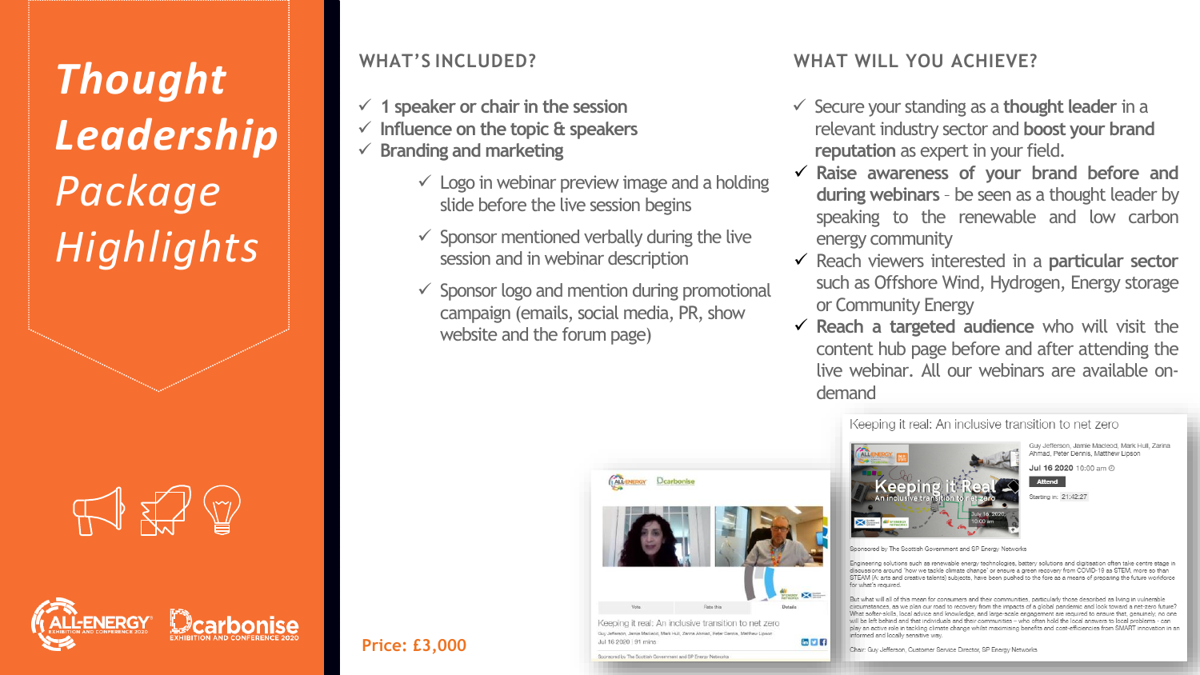# Thought Leadership Package Highlights

## WHAT'S INCLUDED?

- ✓ 1 speaker or chair in the session
- ✓ Influence on the topic & speakers
- ✓ Branding and marketing
  - ✓ Logo in webinar preview image and a holding slide before the live session begins
  - ✓ Sponsor mentioned verbally during the live session and in webinar description
  - ✓ Sponsor logo and mention during promotional campaign (emails, social media, PR, show website and the forum page)

## WHAT WILL YOU ACHIEVE?

- ✓ Secure your standing as a **thought leader** in a relevant industry sector and **boost your brand reputation** as expert in your field.
- ✓ **Raise awareness of your brand before and during webinars** – be seen as a thought leader by speaking to the renewable and low carbon energy community
- ✓ Reach viewers interested in a **particular sector** such as Offshore Wind, Hydrogen, Energy storage or Community Energy
- ✓ **Reach a targeted audience** who will visit the content hub page before and after attending the live webinar. All our webinars are available on-demand

**Price: £3,000**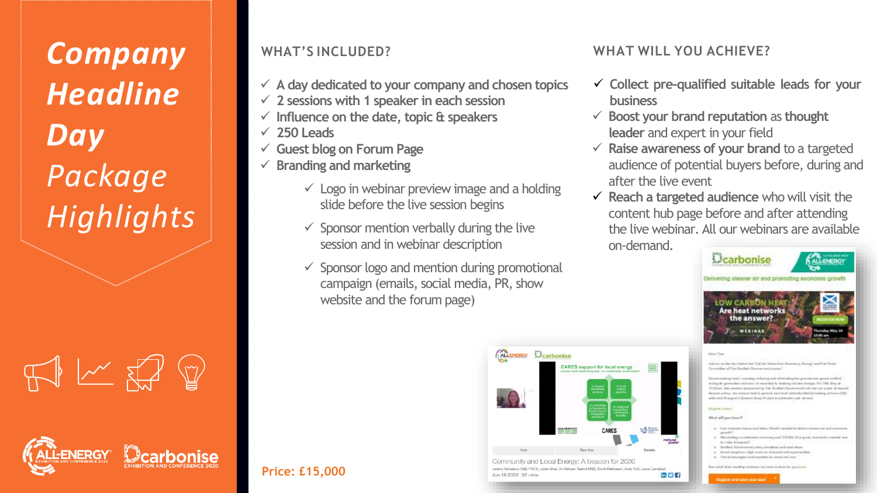# Company Headline Day Package Highlights

## WHAT'S INCLUDED?

- ✓ A day dedicated to your company and chosen topics
- ✓ 2 sessions with 1 speaker in each session
- ✓ Influence on the date, topic & speakers
- ✓ 250 Leads
- ✓ Guest blog on Forum Page
- ✓ Branding and marketing
  - ✓ Logo in webinar preview image and a holding slide before the live session begins
  - ✓ Sponsor mention verbally during the live session and in webinar description
  - ✓ Sponsor logo and mention during promotional campaign (emails, social media, PR, show website and the forum page)

## WHAT WILL YOU ACHIEVE?

- ✓ **Collect pre-qualified suitable leads for your business**
- ✓ **Boost your brand reputation** as **thought leader** and expert in your field
- ✓ **Raise awareness of your brand** to a targeted audience of potential buyers before, during and after the live event
- ✓ **Reach a targeted audience** who will visit the content hub page before and after attending the live webinar. All our webinars are available on-demand.

**Price: £15,000**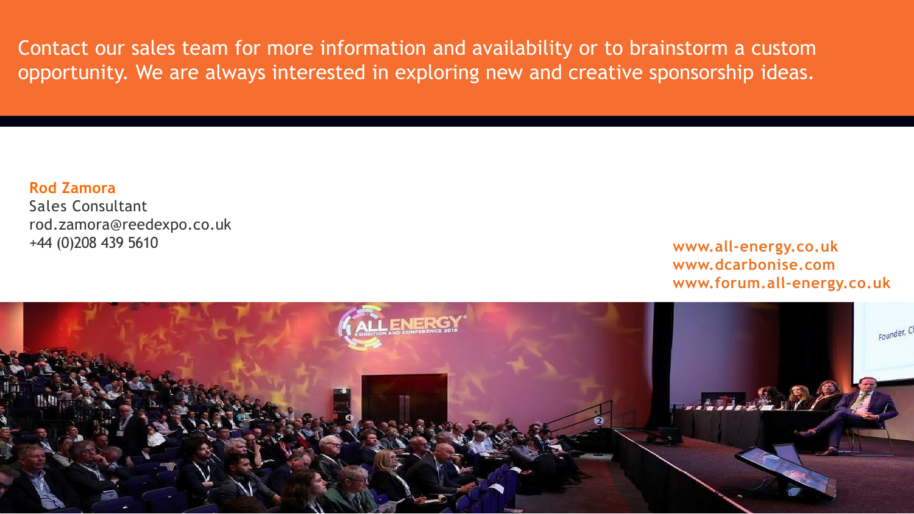Contact our sales team for more information and availability or to brainstorm a custom opportunity. We are always interested in exploring new and creative sponsorship ideas.

**Rod Zamora**
Sales Consultant
rod.zamora@reedexpo.co.uk
+44 (0)208 439 5610

**www.all-energy.co.uk**
**www.dcarbonise.com**
**www.forum.all-energy.co.uk**